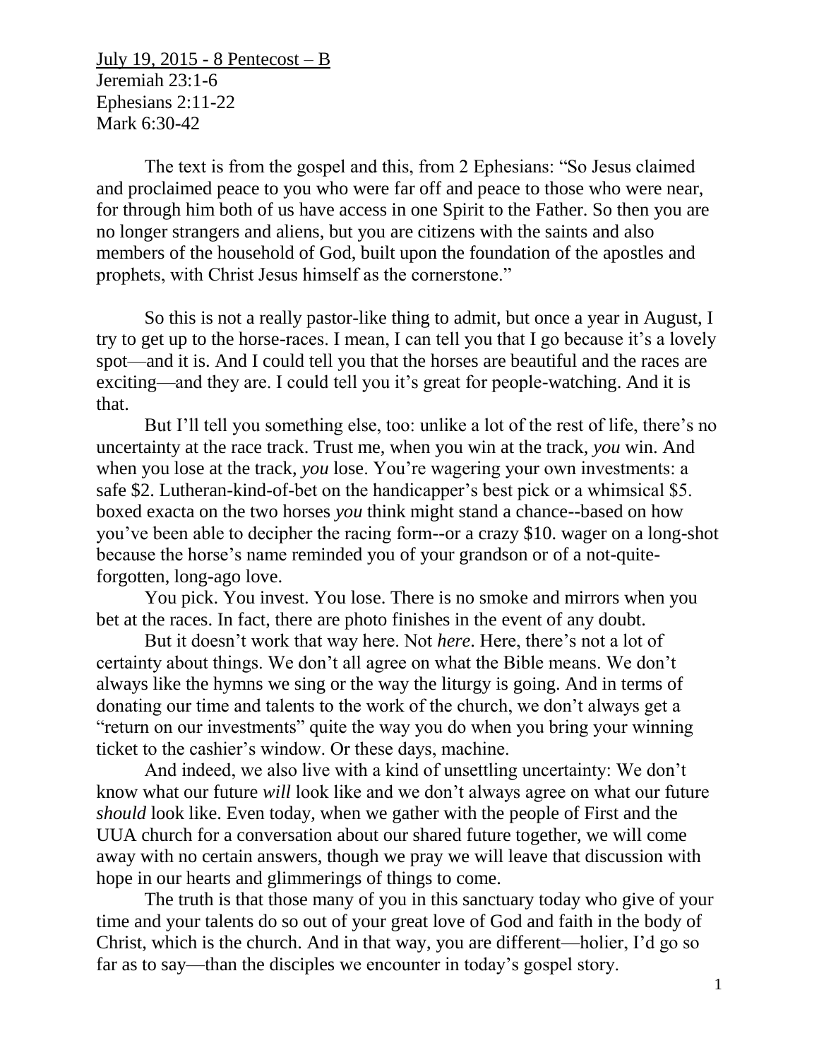<u>July 19, 2015 - 8 Pentecost – B</u>
Jeremiah 23:1-6
Ephesians 2:11-22
Mark 6:30-42

The text is from the gospel and this, from 2 Ephesians: "So Jesus claimed and proclaimed peace to you who were far off and peace to those who were near, for through him both of us have access in one Spirit to the Father. So then you are no longer strangers and aliens, but you are citizens with the saints and also members of the household of God, built upon the foundation of the apostles and prophets, with Christ Jesus himself as the cornerstone."

So this is not a really pastor-like thing to admit, but once a year in August, I try to get up to the horse-races. I mean, I can tell you that I go because it's a lovely spot—and it is. And I could tell you that the horses are beautiful and the races are exciting—and they are. I could tell you it's great for people-watching. And it is that.

But I'll tell you something else, too: unlike a lot of the rest of life, there's no uncertainty at the race track. Trust me, when you win at the track, *you* win. And when you lose at the track, *you* lose. You're wagering your own investments: a safe $2. Lutheran-kind-of-bet on the handicapper's best pick or a whimsical $5. boxed exacta on the two horses *you* think might stand a chance--based on how you've been able to decipher the racing form--or a crazy $10. wager on a long-shot because the horse's name reminded you of your grandson or of a not-quite-forgotten, long-ago love.

You pick. You invest. You lose. There is no smoke and mirrors when you bet at the races. In fact, there are photo finishes in the event of any doubt.

But it doesn't work that way here. Not *here*. Here, there's not a lot of certainty about things. We don't all agree on what the Bible means. We don't always like the hymns we sing or the way the liturgy is going. And in terms of donating our time and talents to the work of the church, we don't always get a "return on our investments" quite the way you do when you bring your winning ticket to the cashier's window. Or these days, machine.

And indeed, we also live with a kind of unsettling uncertainty: We don't know what our future *will* look like and we don't always agree on what our future *should* look like. Even today, when we gather with the people of First and the UUA church for a conversation about our shared future together, we will come away with no certain answers, though we pray we will leave that discussion with hope in our hearts and glimmerings of things to come.

The truth is that those many of you in this sanctuary today who give of your time and your talents do so out of your great love of God and faith in the body of Christ, which is the church. And in that way, you are different—holier, I'd go so far as to say—than the disciples we encounter in today's gospel story.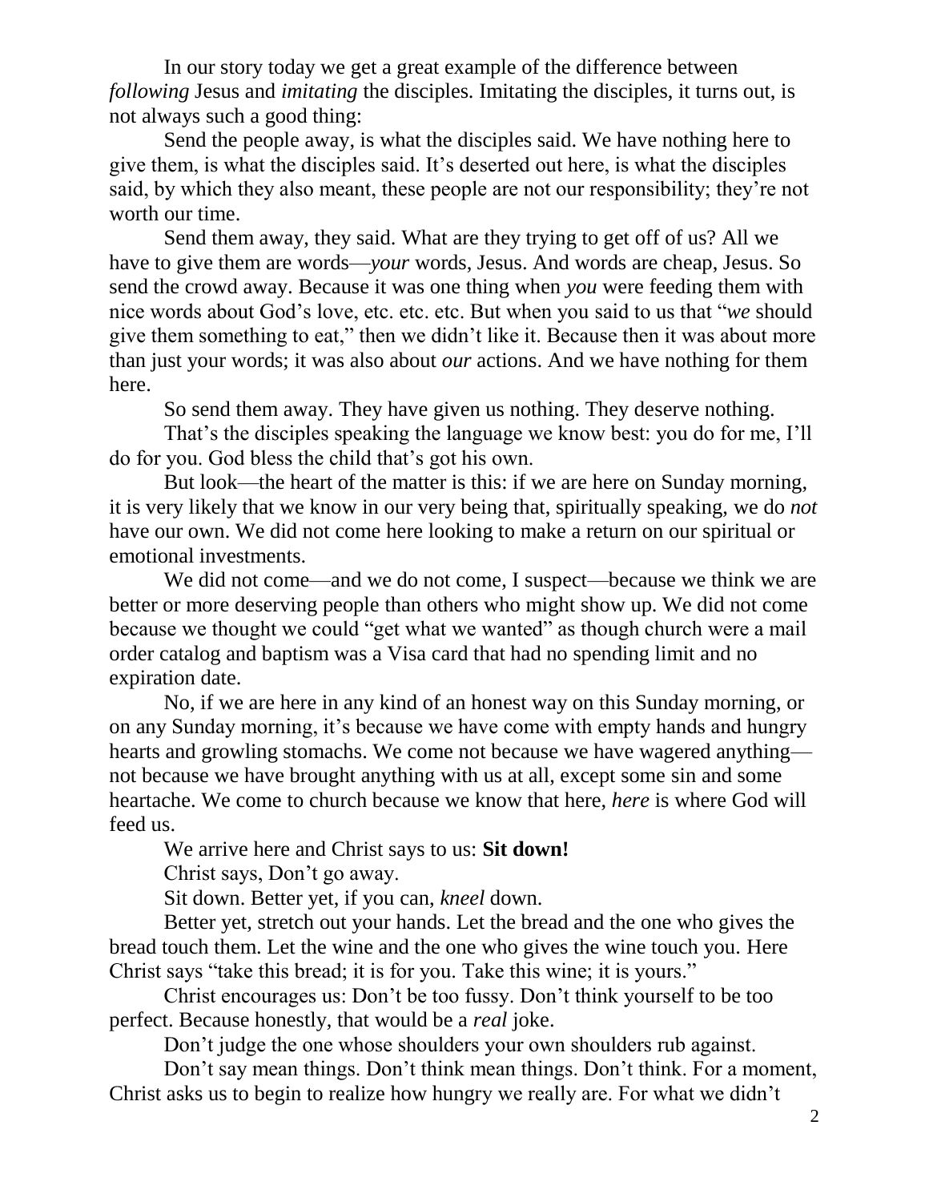In our story today we get a great example of the difference between *following* Jesus and *imitating* the disciples. Imitating the disciples, it turns out, is not always such a good thing:

Send the people away, is what the disciples said. We have nothing here to give them, is what the disciples said. It's deserted out here, is what the disciples said, by which they also meant, these people are not our responsibility; they're not worth our time.

Send them away, they said. What are they trying to get off of us? All we have to give them are words—*your* words, Jesus. And words are cheap, Jesus. So send the crowd away. Because it was one thing when *you* were feeding them with nice words about God's love, etc. etc. etc. But when you said to us that "*we* should give them something to eat," then we didn't like it. Because then it was about more than just your words; it was also about *our* actions. And we have nothing for them here.

So send them away. They have given us nothing. They deserve nothing.

That's the disciples speaking the language we know best: you do for me, I'll do for you. God bless the child that's got his own.

But look—the heart of the matter is this: if we are here on Sunday morning, it is very likely that we know in our very being that, spiritually speaking, we do *not* have our own. We did not come here looking to make a return on our spiritual or emotional investments.

We did not come—and we do not come, I suspect—because we think we are better or more deserving people than others who might show up. We did not come because we thought we could "get what we wanted" as though church were a mail order catalog and baptism was a Visa card that had no spending limit and no expiration date.

No, if we are here in any kind of an honest way on this Sunday morning, or on any Sunday morning, it's because we have come with empty hands and hungry hearts and growling stomachs. We come not because we have wagered anything—not because we have brought anything with us at all, except some sin and some heartache. We come to church because we know that here, *here* is where God will feed us.

We arrive here and Christ says to us: **Sit down!**

Christ says, Don't go away.

Sit down. Better yet, if you can, *kneel* down.

Better yet, stretch out your hands. Let the bread and the one who gives the bread touch them. Let the wine and the one who gives the wine touch you. Here Christ says "take this bread; it is for you. Take this wine; it is yours."

Christ encourages us: Don't be too fussy. Don't think yourself to be too perfect. Because honestly, that would be a *real* joke.

Don't judge the one whose shoulders your own shoulders rub against.

Don't say mean things. Don't think mean things. Don't think. For a moment, Christ asks us to begin to realize how hungry we really are. For what we didn't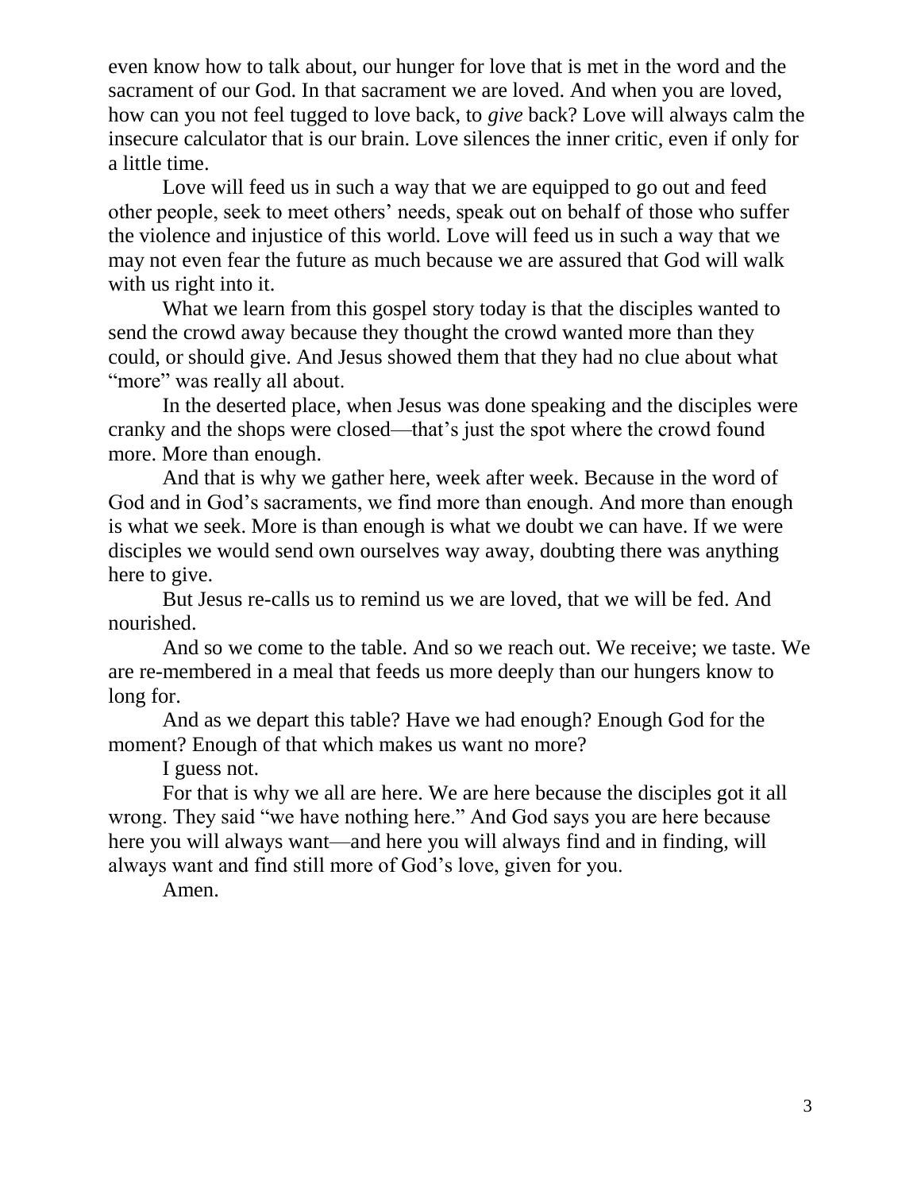even know how to talk about, our hunger for love that is met in the word and the sacrament of our God. In that sacrament we are loved. And when you are loved, how can you not feel tugged to love back, to *give* back? Love will always calm the insecure calculator that is our brain. Love silences the inner critic, even if only for a little time.

Love will feed us in such a way that we are equipped to go out and feed other people, seek to meet others' needs, speak out on behalf of those who suffer the violence and injustice of this world. Love will feed us in such a way that we may not even fear the future as much because we are assured that God will walk with us right into it.

What we learn from this gospel story today is that the disciples wanted to send the crowd away because they thought the crowd wanted more than they could, or should give. And Jesus showed them that they had no clue about what "more" was really all about.

In the deserted place, when Jesus was done speaking and the disciples were cranky and the shops were closed—that's just the spot where the crowd found more. More than enough.

And that is why we gather here, week after week. Because in the word of God and in God's sacraments, we find more than enough. And more than enough is what we seek. More is than enough is what we doubt we can have. If we were disciples we would send own ourselves way away, doubting there was anything here to give.

But Jesus re-calls us to remind us we are loved, that we will be fed. And nourished.

And so we come to the table. And so we reach out. We receive; we taste. We are re-membered in a meal that feeds us more deeply than our hungers know to long for.

And as we depart this table? Have we had enough? Enough God for the moment? Enough of that which makes us want no more?

I guess not.

For that is why we all are here. We are here because the disciples got it all wrong. They said "we have nothing here." And God says you are here because here you will always want—and here you will always find and in finding, will always want and find still more of God's love, given for you.

Amen.